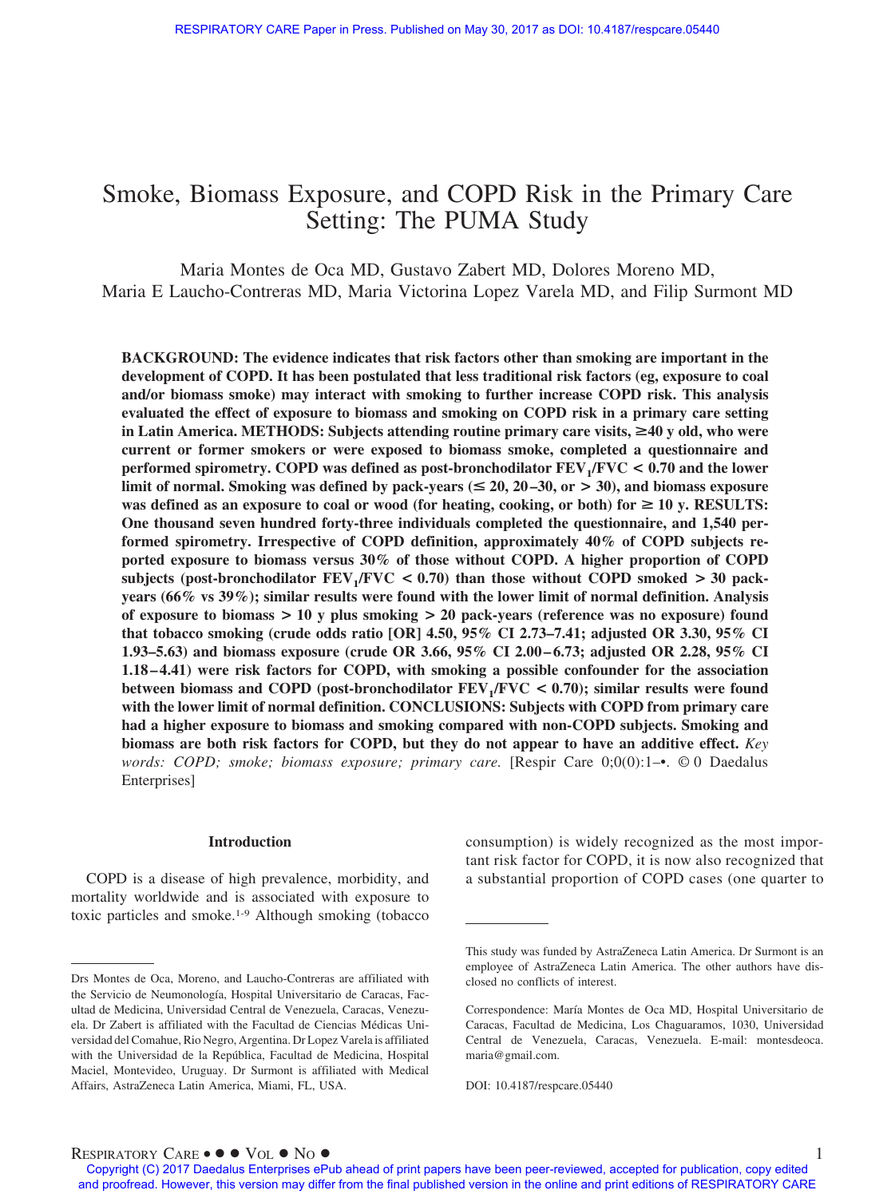# Smoke, Biomass Exposure, and COPD Risk in the Primary Care Setting: The PUMA Study

Maria Montes de Oca MD, Gustavo Zabert MD, Dolores Moreno MD, Maria E Laucho-Contreras MD, Maria Victorina Lopez Varela MD, and Filip Surmont MD

**BACKGROUND: The evidence indicates that risk factors other than smoking are important in the development of COPD. It has been postulated that less traditional risk factors (eg, exposure to coal and/or biomass smoke) may interact with smoking to further increase COPD risk. This analysis evaluated the effect of exposure to biomass and smoking on COPD risk in a primary care setting in Latin America. METHODS: Subjects attending routine primary care visits, ≥40 y old, who were current or former smokers or were exposed to biomass smoke, completed a questionnaire and performed spirometry. COPD was defined as post-bronchodilator $FEV_1/FVC < 0.70$ and the lower limit of normal. Smoking was defined by pack-years (≤ 20, 20–30, or > 30), and biomass exposure was defined as an exposure to coal or wood (for heating, cooking, or both) for ≥ 10 y. RESULTS: One thousand seven hundred forty-three individuals completed the questionnaire, and 1,540 performed spirometry. Irrespective of COPD definition, approximately 40% of COPD subjects reported exposure to biomass versus 30% of those without COPD. A higher proportion of COPD subjects (post-bronchodilator $FEV_1/FVC < 0.70$) than those without COPD smoked > 30 pack-years (66% vs 39%); similar results were found with the lower limit of normal definition. Analysis of exposure to biomass > 10 y plus smoking > 20 pack-years (reference was no exposure) found that tobacco smoking (crude odds ratio [OR] 4.50, 95% CI 2.73–7.41; adjusted OR 3.30, 95% CI 1.93–5.63) and biomass exposure (crude OR 3.66, 95% CI 2.00–6.73; adjusted OR 2.28, 95% CI 1.18–4.41) were risk factors for COPD, with smoking a possible confounder for the association between biomass and COPD (post-bronchodilator $FEV_1/FVC < 0.70$); similar results were found with the lower limit of normal definition. CONCLUSIONS: Subjects with COPD from primary care had a higher exposure to biomass and smoking compared with non-COPD subjects. Smoking and biomass are both risk factors for COPD, but they do not appear to have an additive effect.** *Key words: COPD; smoke; biomass exposure; primary care.* [Respir Care 0;0(0):1–•. © 0 Daedalus Enterprises]

## Introduction

COPD is a disease of high prevalence, morbidity, and mortality worldwide and is associated with exposure to toxic particles and smoke.[1-9] Although smoking (tobacco consumption) is widely recognized as the most important risk factor for COPD, it is now also recognized that a substantial proportion of COPD cases (one quarter to

---

Drs Montes de Oca, Moreno, and Laucho-Contreras are affiliated with the Servicio de Neumonología, Hospital Universitario de Caracas, Facultad de Medicina, Universidad Central de Venezuela, Caracas, Venezuela. Dr Zabert is affiliated with the Facultad de Ciencias Médicas Universidad del Comahue, Rio Negro, Argentina. Dr Lopez Varela is affiliated with the Universidad de la República, Facultad de Medicina, Hospital Maciel, Montevideo, Uruguay. Dr Surmont is affiliated with Medical Affairs, AstraZeneca Latin America, Miami, FL, USA.

This study was funded by AstraZeneca Latin America. Dr Surmont is an employee of AstraZeneca Latin America. The other authors have disclosed no conflicts of interest.

Correspondence: María Montes de Oca MD, Hospital Universitario de Caracas, Facultad de Medicina, Los Chaguaramos, 1030, Universidad Central de Venezuela, Caracas, Venezuela. E-mail: montesdeoca.maria@gmail.com.

DOI: 10.4187/respcare.05440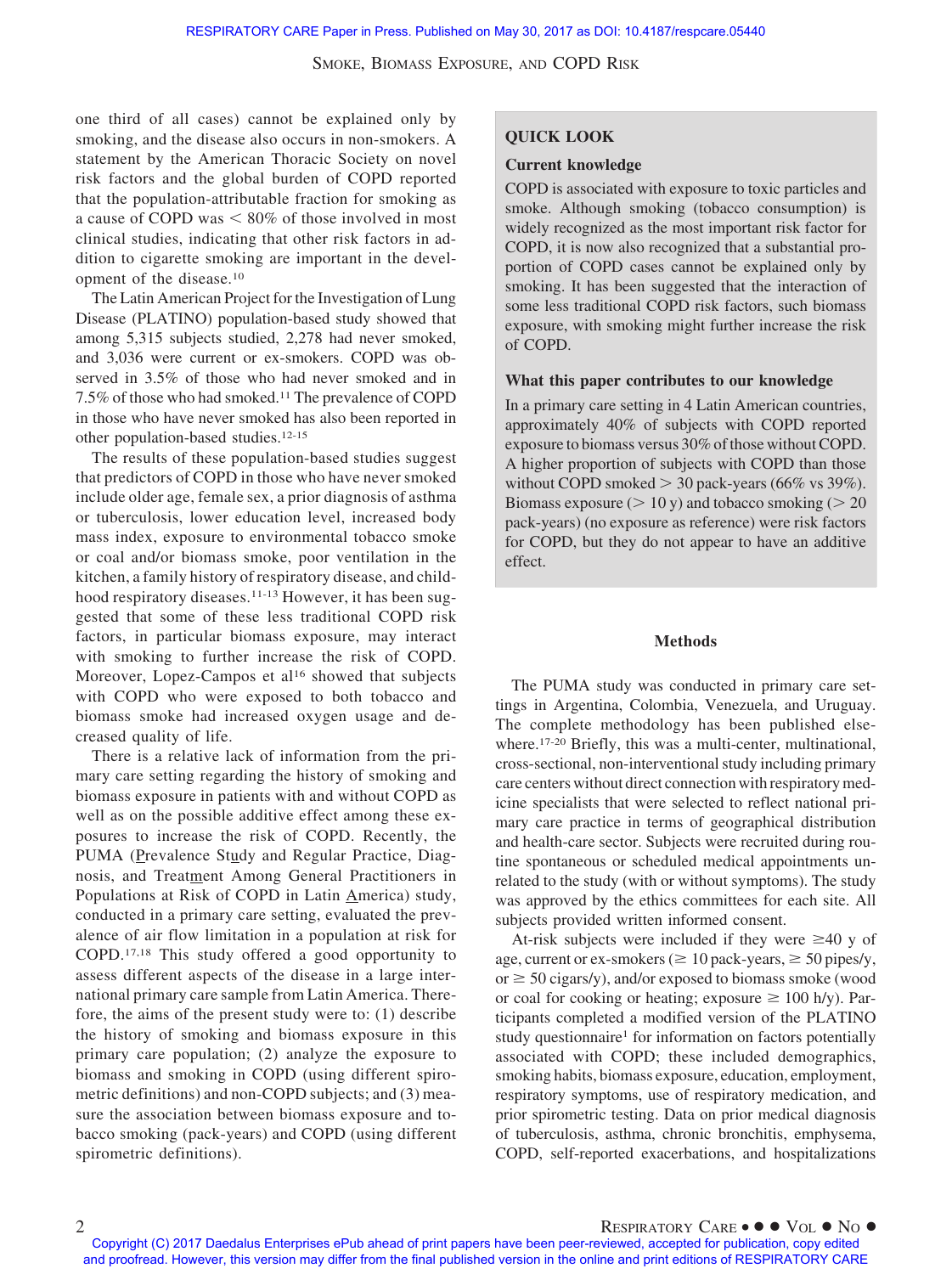one third of all cases) cannot be explained only by smoking, and the disease also occurs in non-smokers. A statement by the American Thoracic Society on novel risk factors and the global burden of COPD reported that the population-attributable fraction for smoking as a cause of COPD was < 80% of those involved in most clinical studies, indicating that other risk factors in addition to cigarette smoking are important in the development of the disease.[10]

The Latin American Project for the Investigation of Lung Disease (PLATINO) population-based study showed that among 5,315 subjects studied, 2,278 had never smoked, and 3,036 were current or ex-smokers. COPD was observed in 3.5% of those who had never smoked and in 7.5% of those who had smoked.[11] The prevalence of COPD in those who have never smoked has also been reported in other population-based studies.[12-15]

The results of these population-based studies suggest that predictors of COPD in those who have never smoked include older age, female sex, a prior diagnosis of asthma or tuberculosis, lower education level, increased body mass index, exposure to environmental tobacco smoke or coal and/or biomass smoke, poor ventilation in the kitchen, a family history of respiratory disease, and childhood respiratory diseases.[11-13] However, it has been suggested that some of these less traditional COPD risk factors, in particular biomass exposure, may interact with smoking to further increase the risk of COPD. Moreover, Lopez-Campos et al[16] showed that subjects with COPD who were exposed to both tobacco and biomass smoke had increased oxygen usage and decreased quality of life.

There is a relative lack of information from the primary care setting regarding the history of smoking and biomass exposure in patients with and without COPD as well as on the possible additive effect among these exposures to increase the risk of COPD. Recently, the PUMA (Prevalence Study and Regular Practice, Diagnosis, and Treatment Among General Practitioners in Populations at Risk of COPD in Latin America) study, conducted in a primary care setting, evaluated the prevalence of air flow limitation in a population at risk for COPD.[17,18] This study offered a good opportunity to assess different aspects of the disease in a large international primary care sample from Latin America. Therefore, the aims of the present study were to: (1) describe the history of smoking and biomass exposure in this primary care population; (2) analyze the exposure to biomass and smoking in COPD (using different spirometric definitions) and non-COPD subjects; and (3) measure the association between biomass exposure and tobacco smoking (pack-years) and COPD (using different spirometric definitions).

> **QUICK LOOK**
>
> **Current knowledge**
>
> COPD is associated with exposure to toxic particles and smoke. Although smoking (tobacco consumption) is widely recognized as the most important risk factor for COPD, it is now also recognized that a substantial proportion of COPD cases cannot be explained only by smoking. It has been suggested that the interaction of some less traditional COPD risk factors, such biomass exposure, with smoking might further increase the risk of COPD.
>
> **What this paper contributes to our knowledge**
>
> In a primary care setting in 4 Latin American countries, approximately 40% of subjects with COPD reported exposure to biomass versus 30% of those without COPD. A higher proportion of subjects with COPD than those without COPD smoked > 30 pack-years (66% vs 39%). Biomass exposure (> 10 y) and tobacco smoking (> 20 pack-years) (no exposure as reference) were risk factors for COPD, but they do not appear to have an additive effect.

## Methods

The PUMA study was conducted in primary care settings in Argentina, Colombia, Venezuela, and Uruguay. The complete methodology has been published elsewhere.[17-20] Briefly, this was a multi-center, multinational, cross-sectional, non-interventional study including primary care centers without direct connection with respiratory medicine specialists that were selected to reflect national primary care practice in terms of geographical distribution and health-care sector. Subjects were recruited during routine spontaneous or scheduled medical appointments unrelated to the study (with or without symptoms). The study was approved by the ethics committees for each site. All subjects provided written informed consent.

At-risk subjects were included if they were ≥40 y of age, current or ex-smokers (≥ 10 pack-years, ≥ 50 pipes/y, or ≥ 50 cigars/y), and/or exposed to biomass smoke (wood or coal for cooking or heating; exposure ≥ 100 h/y). Participants completed a modified version of the PLATINO study questionnaire[1] for information on factors potentially associated with COPD; these included demographics, smoking habits, biomass exposure, education, employment, respiratory symptoms, use of respiratory medication, and prior spirometric testing. Data on prior medical diagnosis of tuberculosis, asthma, chronic bronchitis, emphysema, COPD, self-reported exacerbations, and hospitalizations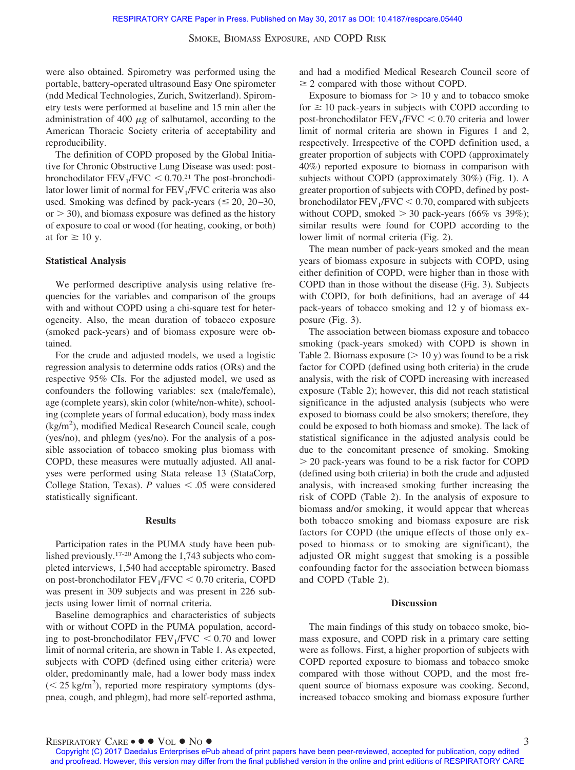were also obtained. Spirometry was performed using the portable, battery-operated ultrasound Easy One spirometer (ndd Medical Technologies, Zurich, Switzerland). Spirometry tests were performed at baseline and 15 min after the administration of 400 $\mu$g of salbutamol, according to the American Thoracic Society criteria of acceptability and reproducibility.

The definition of COPD proposed by the Global Initiative for Chronic Obstructive Lung Disease was used: post-bronchodilator $FEV_1/FVC < 0.70$.[21] The post-bronchodilator lower limit of normal for $FEV_1/FVC$ criteria was also used. Smoking was defined by pack-years ($\leq$ 20, 20–30, or > 30), and biomass exposure was defined as the history of exposure to coal or wood (for heating, cooking, or both) at for $\geq$ 10 y.

### Statistical Analysis

We performed descriptive analysis using relative frequencies for the variables and comparison of the groups with and without COPD using a chi-square test for heterogeneity. Also, the mean duration of tobacco exposure (smoked pack-years) and of biomass exposure were obtained.

For the crude and adjusted models, we used a logistic regression analysis to determine odds ratios (ORs) and the respective 95% CIs. For the adjusted model, we used as confounders the following variables: sex (male/female), age (complete years), skin color (white/non-white), schooling (complete years of formal education), body mass index ($kg/m^2$), modified Medical Research Council scale, cough (yes/no), and phlegm (yes/no). For the analysis of a possible association of tobacco smoking plus biomass with COPD, these measures were mutually adjusted. All analyses were performed using Stata release 13 (StataCorp, College Station, Texas). $P$ values < .05 were considered statistically significant.

## Results

Participation rates in the PUMA study have been published previously.[17-20] Among the 1,743 subjects who completed interviews, 1,540 had acceptable spirometry. Based on post-bronchodilator $FEV_1/FVC < 0.70$ criteria, COPD was present in 309 subjects and was present in 226 subjects using lower limit of normal criteria.

Baseline demographics and characteristics of subjects with or without COPD in the PUMA population, according to post-bronchodilator $FEV_1/FVC < 0.70$ and lower limit of normal criteria, are shown in Table 1. As expected, subjects with COPD (defined using either criteria) were older, predominantly male, had a lower body mass index (< 25 $kg/m^2$), reported more respiratory symptoms (dyspnea, cough, and phlegm), had more self-reported asthma, and had a modified Medical Research Council score of $\geq$ 2 compared with those without COPD.

Exposure to biomass for > 10 y and to tobacco smoke for $\geq$ 10 pack-years in subjects with COPD according to post-bronchodilator $FEV_1/FVC < 0.70$ criteria and lower limit of normal criteria are shown in Figures 1 and 2, respectively. Irrespective of the COPD definition used, a greater proportion of subjects with COPD (approximately 40%) reported exposure to biomass in comparison with subjects without COPD (approximately 30%) (Fig. 1). A greater proportion of subjects with COPD, defined by post-bronchodilator $FEV_1/FVC < 0.70$, compared with subjects without COPD, smoked > 30 pack-years (66% vs 39%); similar results were found for COPD according to the lower limit of normal criteria (Fig. 2).

The mean number of pack-years smoked and the mean years of biomass exposure in subjects with COPD, using either definition of COPD, were higher than in those with COPD than in those without the disease (Fig. 3). Subjects with COPD, for both definitions, had an average of 44 pack-years of tobacco smoking and 12 y of biomass exposure (Fig. 3).

The association between biomass exposure and tobacco smoking (pack-years smoked) with COPD is shown in Table 2. Biomass exposure (> 10 y) was found to be a risk factor for COPD (defined using both criteria) in the crude analysis, with the risk of COPD increasing with increased exposure (Table 2); however, this did not reach statistical significance in the adjusted analysis (subjects who were exposed to biomass could be also smokers; therefore, they could be exposed to both biomass and smoke). The lack of statistical significance in the adjusted analysis could be due to the concomitant presence of smoking. Smoking > 20 pack-years was found to be a risk factor for COPD (defined using both criteria) in both the crude and adjusted analysis, with increased smoking further increasing the risk of COPD (Table 2). In the analysis of exposure to biomass and/or smoking, it would appear that whereas both tobacco smoking and biomass exposure are risk factors for COPD (the unique effects of those only exposed to biomass or to smoking are significant), the adjusted OR might suggest that smoking is a possible confounding factor for the association between biomass and COPD (Table 2).

## Discussion

The main findings of this study on tobacco smoke, biomass exposure, and COPD risk in a primary care setting were as follows. First, a higher proportion of subjects with COPD reported exposure to biomass and tobacco smoke compared with those without COPD, and the most frequent source of biomass exposure was cooking. Second, increased tobacco smoking and biomass exposure further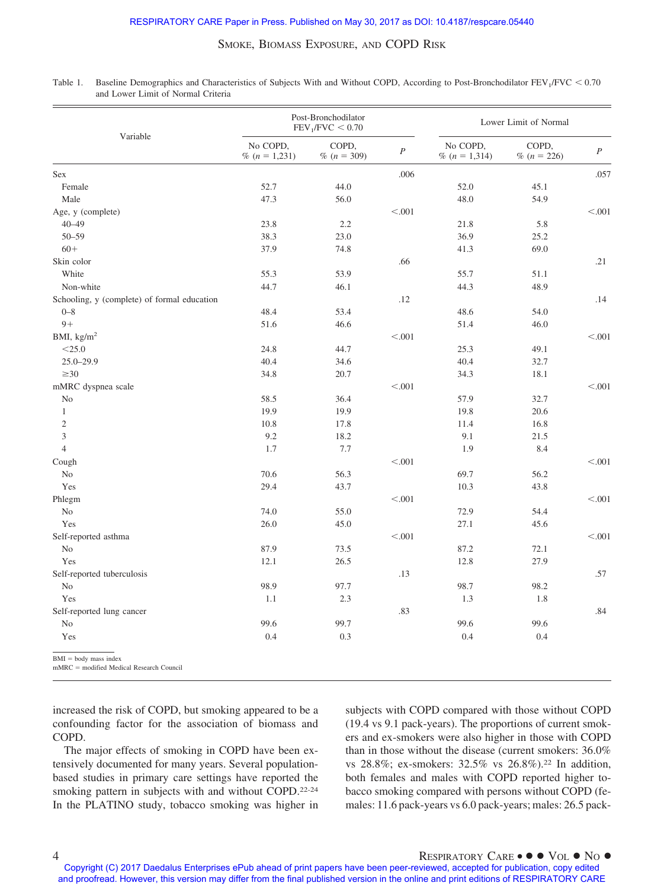Table 1. Baseline Demographics and Characteristics of Subjects With and Without COPD, According to Post-Bronchodilator $FEV_1/FVC < 0.70$ and Lower Limit of Normal Criteria

| Variable | Post-Bronchodilator $FEV_1/FVC < 0.70$ | | | Lower Limit of Normal | | |
|---|---|---|---|---|---|---|
| | No COPD, % (*n* = 1,231) | COPD, % (*n* = 309) | *P* | No COPD, % (*n* = 1,314) | COPD, % (*n* = 226) | *P* |
| Sex | | | .006 | | | .057 |
| Female | 52.7 | 44.0 | | 52.0 | 45.1 | |
| Male | 47.3 | 56.0 | | 48.0 | 54.9 | |
| Age, y (complete) | | | <.001 | | | <.001 |
| 40–49 | 23.8 | 2.2 | | 21.8 | 5.8 | |
| 50–59 | 38.3 | 23.0 | | 36.9 | 25.2 | |
| 60+ | 37.9 | 74.8 | | 41.3 | 69.0 | |
| Skin color | | | .66 | | | .21 |
| White | 55.3 | 53.9 | | 55.7 | 51.1 | |
| Non-white | 44.7 | 46.1 | | 44.3 | 48.9 | |
| Schooling, y (complete) of formal education | | | .12 | | | .14 |
| 0–8 | 48.4 | 53.4 | | 48.6 | 54.0 | |
| 9+ | 51.6 | 46.6 | | 51.4 | 46.0 | |
| BMI, $kg/m^2$ | | | <.001 | | | <.001 |
| <25.0 | 24.8 | 44.7 | | 25.3 | 49.1 | |
| 25.0–29.9 | 40.4 | 34.6 | | 40.4 | 32.7 | |
| ≥30 | 34.8 | 20.7 | | 34.3 | 18.1 | |
| mMRC dyspnea scale | | | <.001 | | | <.001 |
| No | 58.5 | 36.4 | | 57.9 | 32.7 | |
| 1 | 19.9 | 19.9 | | 19.8 | 20.6 | |
| 2 | 10.8 | 17.8 | | 11.4 | 16.8 | |
| 3 | 9.2 | 18.2 | | 9.1 | 21.5 | |
| 4 | 1.7 | 7.7 | | 1.9 | 8.4 | |
| Cough | | | <.001 | | | <.001 |
| No | 70.6 | 56.3 | | 69.7 | 56.2 | |
| Yes | 29.4 | 43.7 | | 10.3 | 43.8 | |
| Phlegm | | | <.001 | | | <.001 |
| No | 74.0 | 55.0 | | 72.9 | 54.4 | |
| Yes | 26.0 | 45.0 | | 27.1 | 45.6 | |
| Self-reported asthma | | | <.001 | | | <.001 |
| No | 87.9 | 73.5 | | 87.2 | 72.1 | |
| Yes | 12.1 | 26.5 | | 12.8 | 27.9 | |
| Self-reported tuberculosis | | | .13 | | | .57 |
| No | 98.9 | 97.7 | | 98.7 | 98.2 | |
| Yes | 1.1 | 2.3 | | 1.3 | 1.8 | |
| Self-reported lung cancer | | | .83 | | | .84 |
| No | 99.6 | 99.7 | | 99.6 | 99.6 | |
| Yes | 0.4 | 0.3 | | 0.4 | 0.4 | |

BMI = body mass index
mMRC = modified Medical Research Council

increased the risk of COPD, but smoking appeared to be a confounding factor for the association of biomass and COPD.

The major effects of smoking in COPD have been extensively documented for many years. Several population-based studies in primary care settings have reported the smoking pattern in subjects with and without COPD.[22-24] In the PLATINO study, tobacco smoking was higher in subjects with COPD compared with those without COPD (19.4 vs 9.1 pack-years). The proportions of current smokers and ex-smokers were also higher in those with COPD than in those without the disease (current smokers: 36.0% vs 28.8%; ex-smokers: 32.5% vs 26.8%).[22] In addition, both females and males with COPD reported higher tobacco smoking compared with persons without COPD (females: 11.6 pack-years vs 6.0 pack-years; males: 26.5 pack-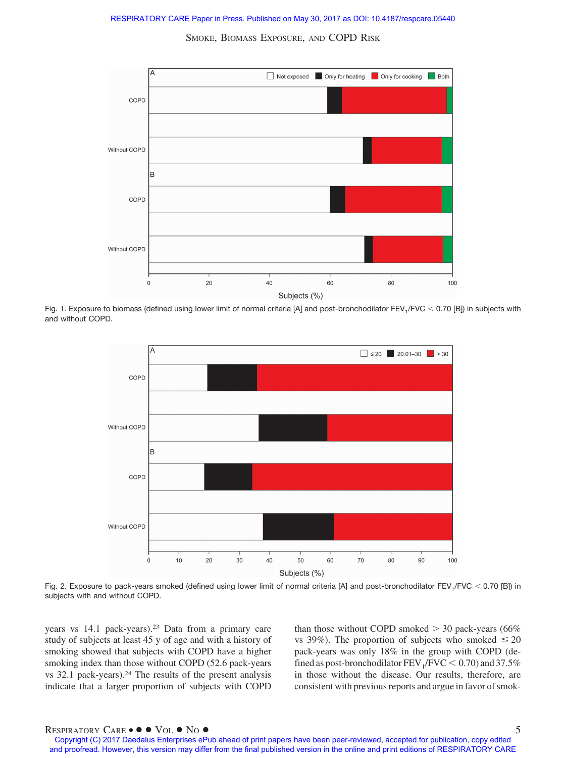Fig. 1. Exposure to biomass (defined using lower limit of normal criteria [A] and post-bronchodilator $FEV_1/FVC < 0.70$ [B]) in subjects with and without COPD.

Fig. 2. Exposure to pack-years smoked (defined using lower limit of normal criteria [A] and post-bronchodilator $FEV_1/FVC < 0.70$ [B]) in subjects with and without COPD.

years vs 14.1 pack-years).[23] Data from a primary care study of subjects at least 45 y of age and with a history of smoking showed that subjects with COPD have a higher smoking index than those without COPD (52.6 pack-years vs 32.1 pack-years).[24] The results of the present analysis indicate that a larger proportion of subjects with COPD than those without COPD smoked > 30 pack-years (66% vs 39%). The proportion of subjects who smoked ≤ 20 pack-years was only 18% in the group with COPD (defined as post-bronchodilator $FEV_1/FVC < 0.70$) and 37.5% in those without the disease. Our results, therefore, are consistent with previous reports and argue in favor of smok-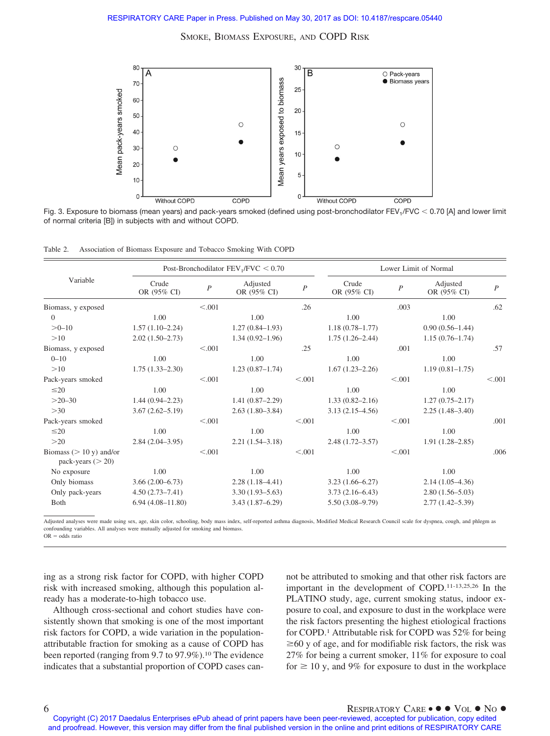Fig. 3. Exposure to biomass (mean years) and pack-years smoked (defined using post-bronchodilator $FEV_1/FVC < 0.70$ [A] and lower limit of normal criteria [B]) in subjects with and without COPD.

Table 2. Association of Biomass Exposure and Tobacco Smoking With COPD

| Variable | Post-Bronchodilator $FEV_1/FVC < 0.70$ | | | | Lower Limit of Normal | | | |
|---|---|---|---|---|---|---|---|---|
| | Crude OR (95% CI) | *P* | Adjusted OR (95% CI) | *P* | Crude OR (95% CI) | *P* | Adjusted OR (95% CI) | *P* |
| Biomass, y exposed | | <.001 | | .26 | | .003 | | .62 |
| 0 | 1.00 | | 1.00 | | 1.00 | | 1.00 | |
| >0–10 | 1.57 (1.10–2.24) | | 1.27 (0.84–1.93) | | 1.18 (0.78–1.77) | | 0.90 (0.56–1.44) | |
| >10 | 2.02 (1.50–2.73) | | 1.34 (0.92–1.96) | | 1.75 (1.26–2.44) | | 1.15 (0.76–1.74) | |
| Biomass, y exposed | | <.001 | | .25 | | .001 | | .57 |
| 0–10 | 1.00 | | 1.00 | | 1.00 | | 1.00 | |
| >10 | 1.75 (1.33–2.30) | | 1.23 (0.87–1.74) | | 1.67 (1.23–2.26) | | 1.19 (0.81–1.75) | |
| Pack-years smoked | | <.001 | | <.001 | | <.001 | | <.001 |
| ≤20 | 1.00 | | 1.00 | | 1.00 | | 1.00 | |
| >20–30 | 1.44 (0.94–2.23) | | 1.41 (0.87–2.29) | | 1.33 (0.82–2.16) | | 1.27 (0.75–2.17) | |
| >30 | 3.67 (2.62–5.19) | | 2.63 (1.80–3.84) | | 3.13 (2.15–4.56) | | 2.25 (1.48–3.40) | |
| Pack-years smoked | | <.001 | | <.001 | | <.001 | | .001 |
| ≤20 | 1.00 | | 1.00 | | 1.00 | | 1.00 | |
| >20 | 2.84 (2.04–3.95) | | 2.21 (1.54–3.18) | | 2.48 (1.72–3.57) | | 1.91 (1.28–2.85) | |
| Biomass (> 10 y) and/or pack-years (> 20) | | <.001 | | <.001 | | <.001 | | .006 |
| No exposure | 1.00 | | 1.00 | | 1.00 | | 1.00 | |
| Only biomass | 3.66 (2.00–6.73) | | 2.28 (1.18–4.41) | | 3.23 (1.66–6.27) | | 2.14 (1.05–4.36) | |
| Only pack-years | 4.50 (2.73–7.41) | | 3.30 (1.93–5.63) | | 3.73 (2.16–6.43) | | 2.80 (1.56–5.03) | |
| Both | 6.94 (4.08–11.80) | | 3.43 (1.87–6.29) | | 5.50 (3.08–9.79) | | 2.77 (1.42–5.39) | |

Adjusted analyses were made using sex, age, skin color, schooling, body mass index, self-reported asthma diagnosis, Modified Medical Research Council scale for dyspnea, cough, and phlegm as confounding variables. All analyses were mutually adjusted for smoking and biomass.
OR = odds ratio

ing as a strong risk factor for COPD, with higher COPD risk with increased smoking, although this population already has a moderate-to-high tobacco use.

Although cross-sectional and cohort studies have consistently shown that smoking is one of the most important risk factors for COPD, a wide variation in the population-attributable fraction for smoking as a cause of COPD has been reported (ranging from 9.7 to 97.9%).[10] The evidence indicates that a substantial proportion of COPD cases cannot be attributed to smoking and that other risk factors are important in the development of COPD.[11-13,25,26] In the PLATINO study, age, current smoking status, indoor exposure to coal, and exposure to dust in the workplace were the risk factors presenting the highest etiological fractions for COPD.[1] Attributable risk for COPD was 52% for being ≥60 y of age, and for modifiable risk factors, the risk was 27% for being a current smoker, 11% for exposure to coal for ≥ 10 y, and 9% for exposure to dust in the workplace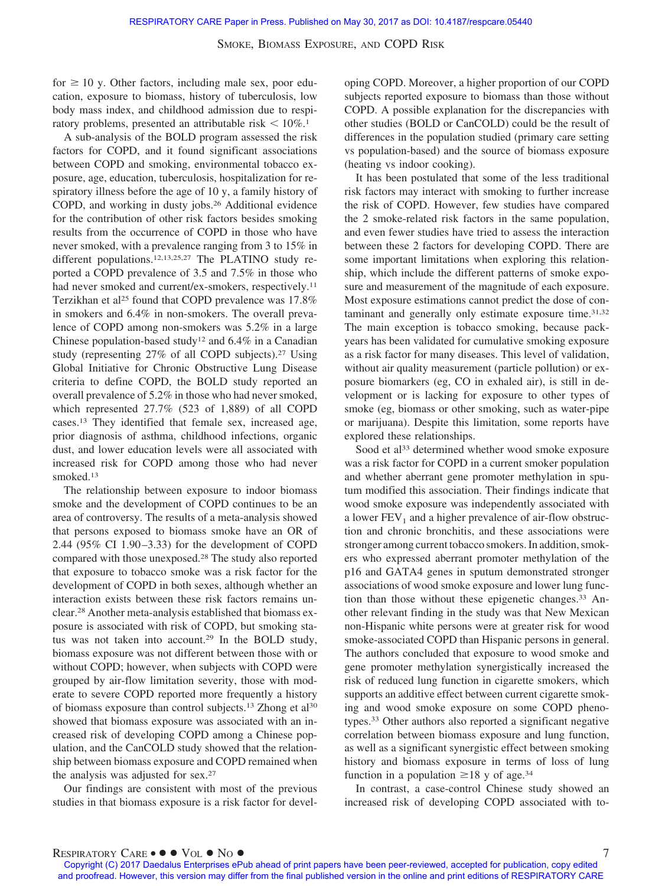for ≥ 10 y. Other factors, including male sex, poor education, exposure to biomass, history of tuberculosis, low body mass index, and childhood admission due to respiratory problems, presented an attributable risk < 10%.[1]

A sub-analysis of the BOLD program assessed the risk factors for COPD, and it found significant associations between COPD and smoking, environmental tobacco exposure, age, education, tuberculosis, hospitalization for respiratory illness before the age of 10 y, a family history of COPD, and working in dusty jobs.[26] Additional evidence for the contribution of other risk factors besides smoking results from the occurrence of COPD in those who have never smoked, with a prevalence ranging from 3 to 15% in different populations.[12,13,25,27] The PLATINO study reported a COPD prevalence of 3.5 and 7.5% in those who had never smoked and current/ex-smokers, respectively.[11] Terzikhan et al[25] found that COPD prevalence was 17.8% in smokers and 6.4% in non-smokers. The overall prevalence of COPD among non-smokers was 5.2% in a large Chinese population-based study[12] and 6.4% in a Canadian study (representing 27% of all COPD subjects).[27] Using Global Initiative for Chronic Obstructive Lung Disease criteria to define COPD, the BOLD study reported an overall prevalence of 5.2% in those who had never smoked, which represented 27.7% (523 of 1,889) of all COPD cases.[13] They identified that female sex, increased age, prior diagnosis of asthma, childhood infections, organic dust, and lower education levels were all associated with increased risk for COPD among those who had never smoked.[13]

The relationship between exposure to indoor biomass smoke and the development of COPD continues to be an area of controversy. The results of a meta-analysis showed that persons exposed to biomass smoke have an OR of 2.44 (95% CI 1.90–3.33) for the development of COPD compared with those unexposed.[28] The study also reported that exposure to tobacco smoke was a risk factor for the development of COPD in both sexes, although whether an interaction exists between these risk factors remains unclear.[28] Another meta-analysis established that biomass exposure is associated with risk of COPD, but smoking status was not taken into account.[29] In the BOLD study, biomass exposure was not different between those with or without COPD; however, when subjects with COPD were grouped by air-flow limitation severity, those with moderate to severe COPD reported more frequently a history of biomass exposure than control subjects.[13] Zhong et al[30] showed that biomass exposure was associated with an increased risk of developing COPD among a Chinese population, and the CanCOLD study showed that the relationship between biomass exposure and COPD remained when the analysis was adjusted for sex.[27]

Our findings are consistent with most of the previous studies in that biomass exposure is a risk factor for developing COPD. Moreover, a higher proportion of our COPD subjects reported exposure to biomass than those without COPD. A possible explanation for the discrepancies with other studies (BOLD or CanCOLD) could be the result of differences in the population studied (primary care setting vs population-based) and the source of biomass exposure (heating vs indoor cooking).

It has been postulated that some of the less traditional risk factors may interact with smoking to further increase the risk of COPD. However, few studies have compared the 2 smoke-related risk factors in the same population, and even fewer studies have tried to assess the interaction between these 2 factors for developing COPD. There are some important limitations when exploring this relationship, which include the different patterns of smoke exposure and measurement of the magnitude of each exposure. Most exposure estimations cannot predict the dose of contaminant and generally only estimate exposure time.[31,32] The main exception is tobacco smoking, because pack-years has been validated for cumulative smoking exposure as a risk factor for many diseases. This level of validation, without air quality measurement (particle pollution) or exposure biomarkers (eg, CO in exhaled air), is still in development or is lacking for exposure to other types of smoke (eg, biomass or other smoking, such as water-pipe or marijuana). Despite this limitation, some reports have explored these relationships.

Sood et al[33] determined whether wood smoke exposure was a risk factor for COPD in a current smoker population and whether aberrant gene promoter methylation in sputum modified this association. Their findings indicate that wood smoke exposure was independently associated with a lower $FEV_1$ and a higher prevalence of air-flow obstruction and chronic bronchitis, and these associations were stronger among current tobacco smokers. In addition, smokers who expressed aberrant promoter methylation of the p16 and GATA4 genes in sputum demonstrated stronger associations of wood smoke exposure and lower lung function than those without these epigenetic changes.[33] Another relevant finding in the study was that New Mexican non-Hispanic white persons were at greater risk for wood smoke-associated COPD than Hispanic persons in general. The authors concluded that exposure to wood smoke and gene promoter methylation synergistically increased the risk of reduced lung function in cigarette smokers, which supports an additive effect between current cigarette smoking and wood smoke exposure on some COPD phenotypes.[33] Other authors also reported a significant negative correlation between biomass exposure and lung function, as well as a significant synergistic effect between smoking history and biomass exposure in terms of loss of lung function in a population ≥18 y of age.[34]

In contrast, a case-control Chinese study showed an increased risk of developing COPD associated with to-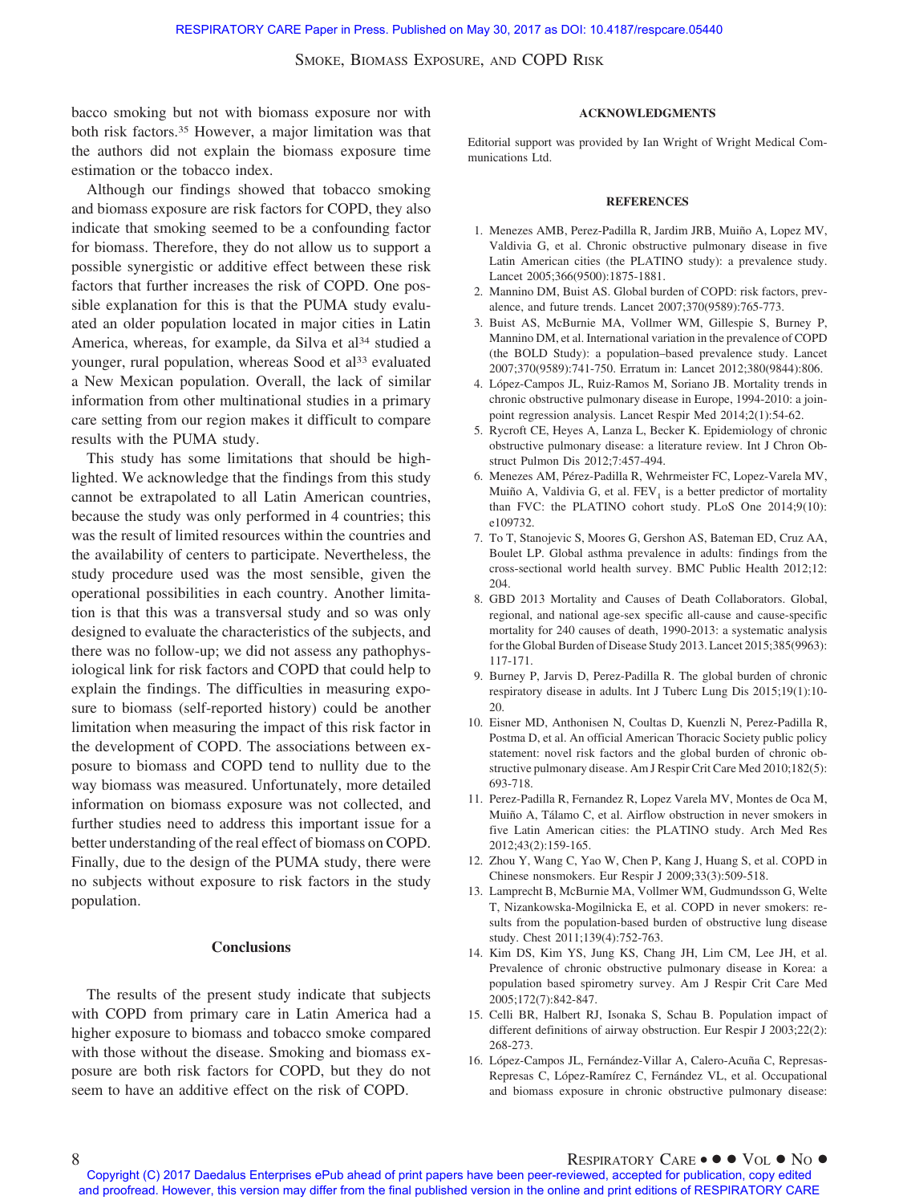bacco smoking but not with biomass exposure nor with both risk factors.[35] However, a major limitation was that the authors did not explain the biomass exposure time estimation or the tobacco index.

Although our findings showed that tobacco smoking and biomass exposure are risk factors for COPD, they also indicate that smoking seemed to be a confounding factor for biomass. Therefore, they do not allow us to support a possible synergistic or additive effect between these risk factors that further increases the risk of COPD. One possible explanation for this is that the PUMA study evaluated an older population located in major cities in Latin America, whereas, for example, da Silva et al[34] studied a younger, rural population, whereas Sood et al[33] evaluated a New Mexican population. Overall, the lack of similar information from other multinational studies in a primary care setting from our region makes it difficult to compare results with the PUMA study.

This study has some limitations that should be highlighted. We acknowledge that the findings from this study cannot be extrapolated to all Latin American countries, because the study was only performed in 4 countries; this was the result of limited resources within the countries and the availability of centers to participate. Nevertheless, the study procedure used was the most sensible, given the operational possibilities in each country. Another limitation is that this was a transversal study and so was only designed to evaluate the characteristics of the subjects, and there was no follow-up; we did not assess any pathophysiological link for risk factors and COPD that could help to explain the findings. The difficulties in measuring exposure to biomass (self-reported history) could be another limitation when measuring the impact of this risk factor in the development of COPD. The associations between exposure to biomass and COPD tend to nullity due to the way biomass was measured. Unfortunately, more detailed information on biomass exposure was not collected, and further studies need to address this important issue for a better understanding of the real effect of biomass on COPD. Finally, due to the design of the PUMA study, there were no subjects without exposure to risk factors in the study population.

## Conclusions

The results of the present study indicate that subjects with COPD from primary care in Latin America had a higher exposure to biomass and tobacco smoke compared with those without the disease. Smoking and biomass exposure are both risk factors for COPD, but they do not seem to have an additive effect on the risk of COPD.

## ACKNOWLEDGMENTS

Editorial support was provided by Ian Wright of Wright Medical Communications Ltd.

## REFERENCES

1. Menezes AMB, Perez-Padilla R, Jardim JRB, Muiño A, Lopez MV, Valdivia G, et al. Chronic obstructive pulmonary disease in five Latin American cities (the PLATINO study): a prevalence study. Lancet 2005;366(9500):1875-1881.
2. Mannino DM, Buist AS. Global burden of COPD: risk factors, prevalence, and future trends. Lancet 2007;370(9589):765-773.
3. Buist AS, McBurnie MA, Vollmer WM, Gillespie S, Burney P, Mannino DM, et al. International variation in the prevalence of COPD (the BOLD Study): a population–based prevalence study. Lancet 2007;370(9589):741-750. Erratum in: Lancet 2012;380(9844):806.
4. López-Campos JL, Ruiz-Ramos M, Soriano JB. Mortality trends in chronic obstructive pulmonary disease in Europe, 1994-2010: a joinpoint regression analysis. Lancet Respir Med 2014;2(1):54-62.
5. Rycroft CE, Heyes A, Lanza L, Becker K. Epidemiology of chronic obstructive pulmonary disease: a literature review. Int J Chron Obstruct Pulmon Dis 2012;7:457-494.
6. Menezes AM, Pérez-Padilla R, Wehrmeister FC, Lopez-Varela MV, Muiño A, Valdivia G, et al. $FEV_1$ is a better predictor of mortality than FVC: the PLATINO cohort study. PLoS One 2014;9(10):e109732.
7. To T, Stanojevic S, Moores G, Gershon AS, Bateman ED, Cruz AA, Boulet LP. Global asthma prevalence in adults: findings from the cross-sectional world health survey. BMC Public Health 2012;12:204.
8. GBD 2013 Mortality and Causes of Death Collaborators. Global, regional, and national age-sex specific all-cause and cause-specific mortality for 240 causes of death, 1990-2013: a systematic analysis for the Global Burden of Disease Study 2013. Lancet 2015;385(9963):117-171.
9. Burney P, Jarvis D, Perez-Padilla R. The global burden of chronic respiratory disease in adults. Int J Tuberc Lung Dis 2015;19(1):10-20.
10. Eisner MD, Anthonisen N, Coultas D, Kuenzli N, Perez-Padilla R, Postma D, et al. An official American Thoracic Society public policy statement: novel risk factors and the global burden of chronic obstructive pulmonary disease. Am J Respir Crit Care Med 2010;182(5):693-718.
11. Perez-Padilla R, Fernandez R, Lopez Varela MV, Montes de Oca M, Muiño A, Tálamo C, et al. Airflow obstruction in never smokers in five Latin American cities: the PLATINO study. Arch Med Res 2012;43(2):159-165.
12. Zhou Y, Wang C, Yao W, Chen P, Kang J, Huang S, et al. COPD in Chinese nonsmokers. Eur Respir J 2009;33(3):509-518.
13. Lamprecht B, McBurnie MA, Vollmer WM, Gudmundsson G, Welte T, Nizankowska-Mogilnicka E, et al. COPD in never smokers: results from the population-based burden of obstructive lung disease study. Chest 2011;139(4):752-763.
14. Kim DS, Kim YS, Jung KS, Chang JH, Lim CM, Lee JH, et al. Prevalence of chronic obstructive pulmonary disease in Korea: a population based spirometry survey. Am J Respir Crit Care Med 2005;172(7):842-847.
15. Celli BR, Halbert RJ, Isonaka S, Schau B. Population impact of different definitions of airway obstruction. Eur Respir J 2003;22(2):268-273.
16. López-Campos JL, Fernández-Villar A, Calero-Acuña C, Represas-Represas C, López-Ramírez C, Fernández VL, et al. Occupational and biomass exposure in chronic obstructive pulmonary disease: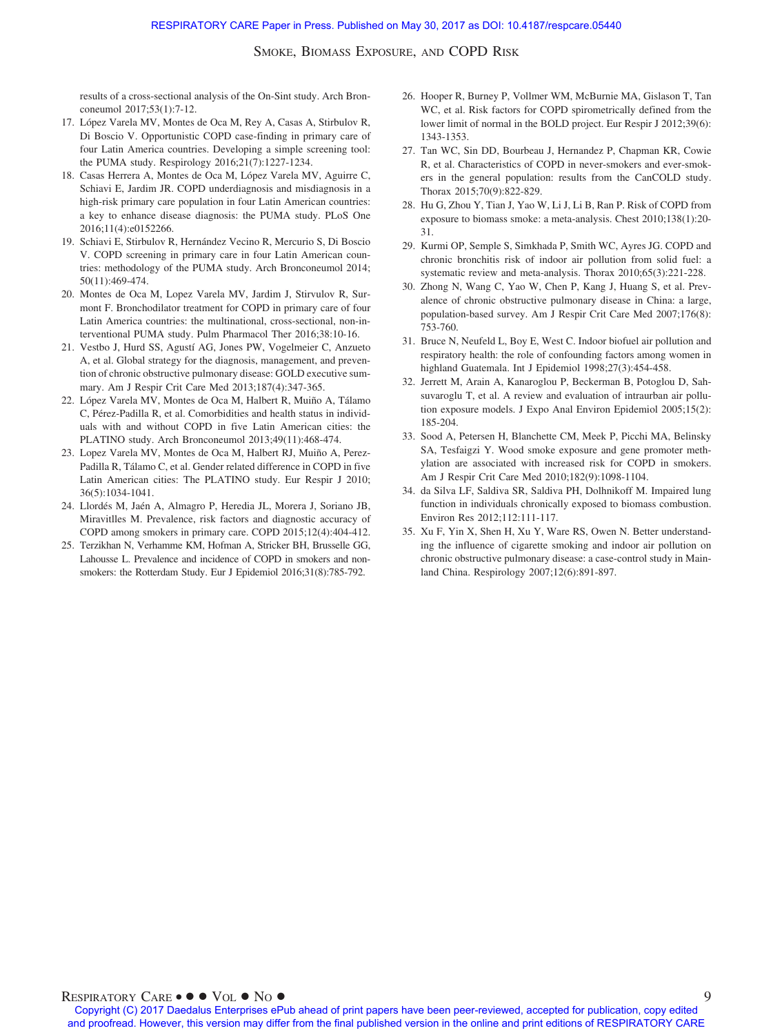results of a cross-sectional analysis of the On-Sint study. Arch Bronconeumol 2017;53(1):7-12.

17. López Varela MV, Montes de Oca M, Rey A, Casas A, Stirbulov R, Di Boscio V. Opportunistic COPD case-finding in primary care of four Latin America countries. Developing a simple screening tool: the PUMA study. Respirology 2016;21(7):1227-1234.
18. Casas Herrera A, Montes de Oca M, López Varela MV, Aguirre C, Schiavi E, Jardim JR. COPD underdiagnosis and misdiagnosis in a high-risk primary care population in four Latin American countries: a key to enhance disease diagnosis: the PUMA study. PLoS One 2016;11(4):e0152266.
19. Schiavi E, Stirbulov R, Hernández Vecino R, Mercurio S, Di Boscio V. COPD screening in primary care in four Latin American countries: methodology of the PUMA study. Arch Bronconeumol 2014;50(11):469-474.
20. Montes de Oca M, Lopez Varela MV, Jardim J, Stirvulov R, Surmont F. Bronchodilator treatment for COPD in primary care of four Latin America countries: the multinational, cross-sectional, non-interventional PUMA study. Pulm Pharmacol Ther 2016;38:10-16.
21. Vestbo J, Hurd SS, Agustí AG, Jones PW, Vogelmeier C, Anzueto A, et al. Global strategy for the diagnosis, management, and prevention of chronic obstructive pulmonary disease: GOLD executive summary. Am J Respir Crit Care Med 2013;187(4):347-365.
22. López Varela MV, Montes de Oca M, Halbert R, Muiño A, Tálamo C, Pérez-Padilla R, et al. Comorbidities and health status in individuals with and without COPD in five Latin American cities: the PLATINO study. Arch Bronconeumol 2013;49(11):468-474.
23. Lopez Varela MV, Montes de Oca M, Halbert RJ, Muiño A, Perez-Padilla R, Tálamo C, et al. Gender related difference in COPD in five Latin American cities: The PLATINO study. Eur Respir J 2010;36(5):1034-1041.
24. Llordés M, Jaén A, Almagro P, Heredia JL, Morera J, Soriano JB, Miravitlles M. Prevalence, risk factors and diagnostic accuracy of COPD among smokers in primary care. COPD 2015;12(4):404-412.
25. Terzikhan N, Verhamme KM, Hofman A, Stricker BH, Brusselle GG, Lahousse L. Prevalence and incidence of COPD in smokers and nonsmokers: the Rotterdam Study. Eur J Epidemiol 2016;31(8):785-792.
26. Hooper R, Burney P, Vollmer WM, McBurnie MA, Gislason T, Tan WC, et al. Risk factors for COPD spirometrically defined from the lower limit of normal in the BOLD project. Eur Respir J 2012;39(6):1343-1353.
27. Tan WC, Sin DD, Bourbeau J, Hernandez P, Chapman KR, Cowie R, et al. Characteristics of COPD in never-smokers and ever-smokers in the general population: results from the CanCOLD study. Thorax 2015;70(9):822-829.
28. Hu G, Zhou Y, Tian J, Yao W, Li J, Li B, Ran P. Risk of COPD from exposure to biomass smoke: a meta-analysis. Chest 2010;138(1):20-31.
29. Kurmi OP, Semple S, Simkhada P, Smith WC, Ayres JG. COPD and chronic bronchitis risk of indoor air pollution from solid fuel: a systematic review and meta-analysis. Thorax 2010;65(3):221-228.
30. Zhong N, Wang C, Yao W, Chen P, Kang J, Huang S, et al. Prevalence of chronic obstructive pulmonary disease in China: a large, population-based survey. Am J Respir Crit Care Med 2007;176(8):753-760.
31. Bruce N, Neufeld L, Boy E, West C. Indoor biofuel air pollution and respiratory health: the role of confounding factors among women in highland Guatemala. Int J Epidemiol 1998;27(3):454-458.
32. Jerrett M, Arain A, Kanaroglou P, Beckerman B, Potoglou D, Sahsuvaroglu T, et al. A review and evaluation of intraurban air pollution exposure models. J Expo Anal Environ Epidemiol 2005;15(2):185-204.
33. Sood A, Petersen H, Blanchette CM, Meek P, Picchi MA, Belinsky SA, Tesfaigzi Y. Wood smoke exposure and gene promoter methylation are associated with increased risk for COPD in smokers. Am J Respir Crit Care Med 2010;182(9):1098-1104.
34. da Silva LF, Saldiva SR, Saldiva PH, Dolhnikoff M. Impaired lung function in individuals chronically exposed to biomass combustion. Environ Res 2012;112:111-117.
35. Xu F, Yin X, Shen H, Xu Y, Ware RS, Owen N. Better understanding the influence of cigarette smoking and indoor air pollution on chronic obstructive pulmonary disease: a case-control study in Mainland China. Respirology 2007;12(6):891-897.